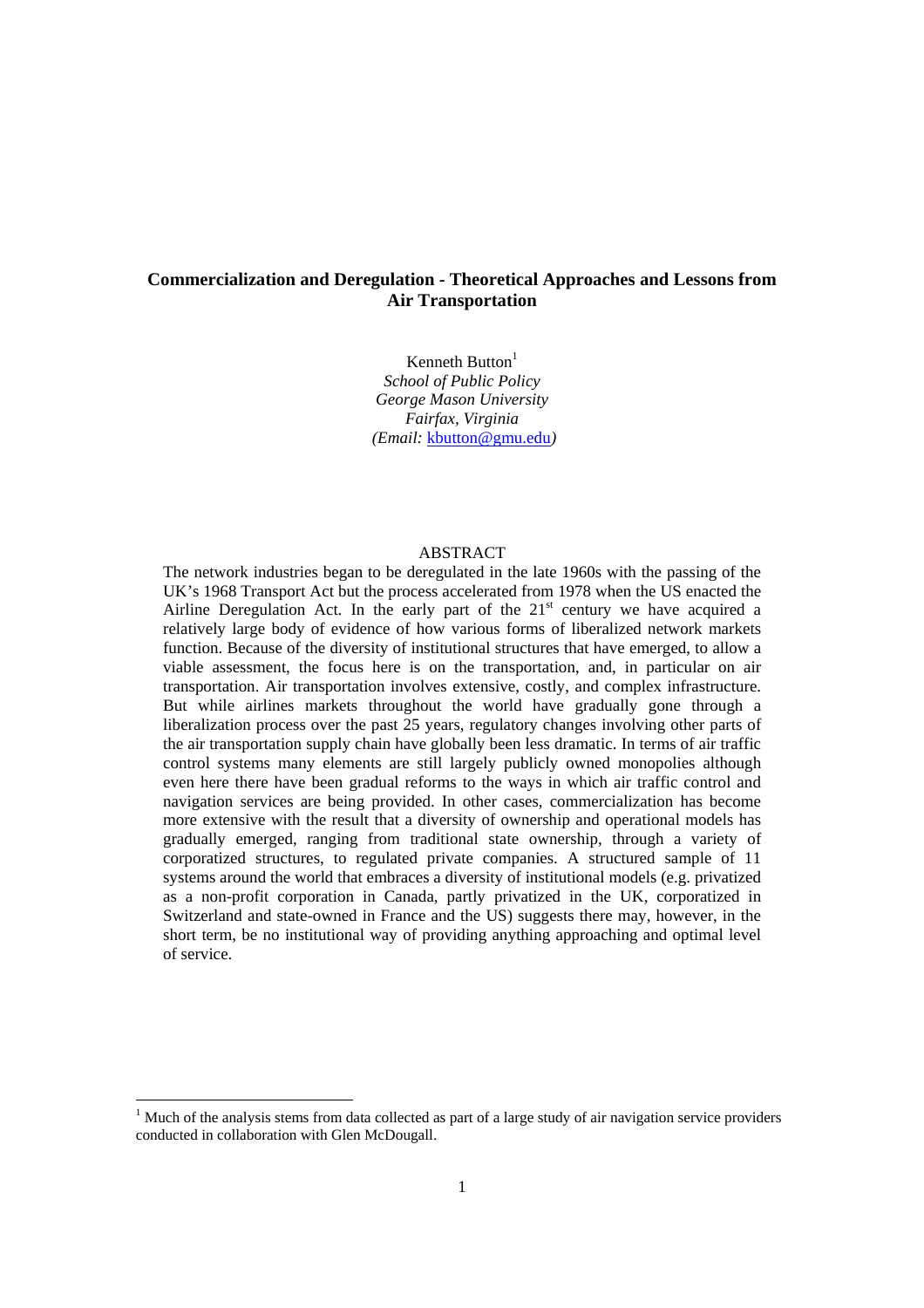# Commercialization and Deregulation - Theoretical Approaches and Lessons from Air Transportation

Kenneth Button[1]
*School of Public Policy*
*George Mason University*
*Fairfax, Virginia*
*(Email:* kbutton@gmu.edu*)*

## ABSTRACT

The network industries began to be deregulated in the late 1960s with the passing of the UK's 1968 Transport Act but the process accelerated from 1978 when the US enacted the Airline Deregulation Act. In the early part of the 21st century we have acquired a relatively large body of evidence of how various forms of liberalized network markets function. Because of the diversity of institutional structures that have emerged, to allow a viable assessment, the focus here is on the transportation, and, in particular on air transportation. Air transportation involves extensive, costly, and complex infrastructure. But while airlines markets throughout the world have gradually gone through a liberalization process over the past 25 years, regulatory changes involving other parts of the air transportation supply chain have globally been less dramatic. In terms of air traffic control systems many elements are still largely publicly owned monopolies although even here there have been gradual reforms to the ways in which air traffic control and navigation services are being provided. In other cases, commercialization has become more extensive with the result that a diversity of ownership and operational models has gradually emerged, ranging from traditional state ownership, through a variety of corporatized structures, to regulated private companies. A structured sample of 11 systems around the world that embraces a diversity of institutional models (e.g. privatized as a non-profit corporation in Canada, partly privatized in the UK, corporatized in Switzerland and state-owned in France and the US) suggests there may, however, in the short term, be no institutional way of providing anything approaching and optimal level of service.

---

[1] Much of the analysis stems from data collected as part of a large study of air navigation service providers conducted in collaboration with Glen McDougall.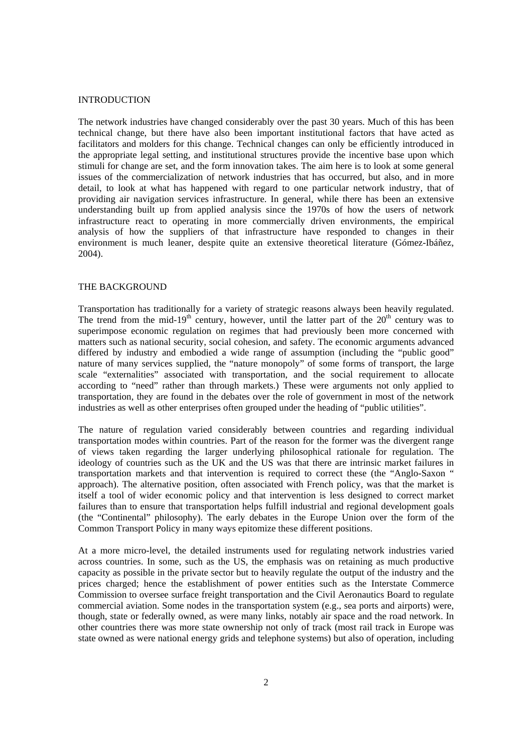## INTRODUCTION

The network industries have changed considerably over the past 30 years. Much of this has been technical change, but there have also been important institutional factors that have acted as facilitators and molders for this change. Technical changes can only be efficiently introduced in the appropriate legal setting, and institutional structures provide the incentive base upon which stimuli for change are set, and the form innovation takes. The aim here is to look at some general issues of the commercialization of network industries that has occurred, but also, and in more detail, to look at what has happened with regard to one particular network industry, that of providing air navigation services infrastructure. In general, while there has been an extensive understanding built up from applied analysis since the 1970s of how the users of network infrastructure react to operating in more commercially driven environments, the empirical analysis of how the suppliers of that infrastructure have responded to changes in their environment is much leaner, despite quite an extensive theoretical literature (Gómez-Ibáñez, 2004).

## THE BACKGROUND

Transportation has traditionally for a variety of strategic reasons always been heavily regulated. The trend from the mid-19th century, however, until the latter part of the 20th century was to superimpose economic regulation on regimes that had previously been more concerned with matters such as national security, social cohesion, and safety. The economic arguments advanced differed by industry and embodied a wide range of assumption (including the "public good" nature of many services supplied, the "nature monopoly" of some forms of transport, the large scale "externalities" associated with transportation, and the social requirement to allocate according to "need" rather than through markets.) These were arguments not only applied to transportation, they are found in the debates over the role of government in most of the network industries as well as other enterprises often grouped under the heading of "public utilities".

The nature of regulation varied considerably between countries and regarding individual transportation modes within countries. Part of the reason for the former was the divergent range of views taken regarding the larger underlying philosophical rationale for regulation. The ideology of countries such as the UK and the US was that there are intrinsic market failures in transportation markets and that intervention is required to correct these (the "Anglo-Saxon " approach). The alternative position, often associated with French policy, was that the market is itself a tool of wider economic policy and that intervention is less designed to correct market failures than to ensure that transportation helps fulfill industrial and regional development goals (the "Continental" philosophy). The early debates in the Europe Union over the form of the Common Transport Policy in many ways epitomize these different positions.

At a more micro-level, the detailed instruments used for regulating network industries varied across countries. In some, such as the US, the emphasis was on retaining as much productive capacity as possible in the private sector but to heavily regulate the output of the industry and the prices charged; hence the establishment of power entities such as the Interstate Commerce Commission to oversee surface freight transportation and the Civil Aeronautics Board to regulate commercial aviation. Some nodes in the transportation system (e.g., sea ports and airports) were, though, state or federally owned, as were many links, notably air space and the road network. In other countries there was more state ownership not only of track (most rail track in Europe was state owned as were national energy grids and telephone systems) but also of operation, including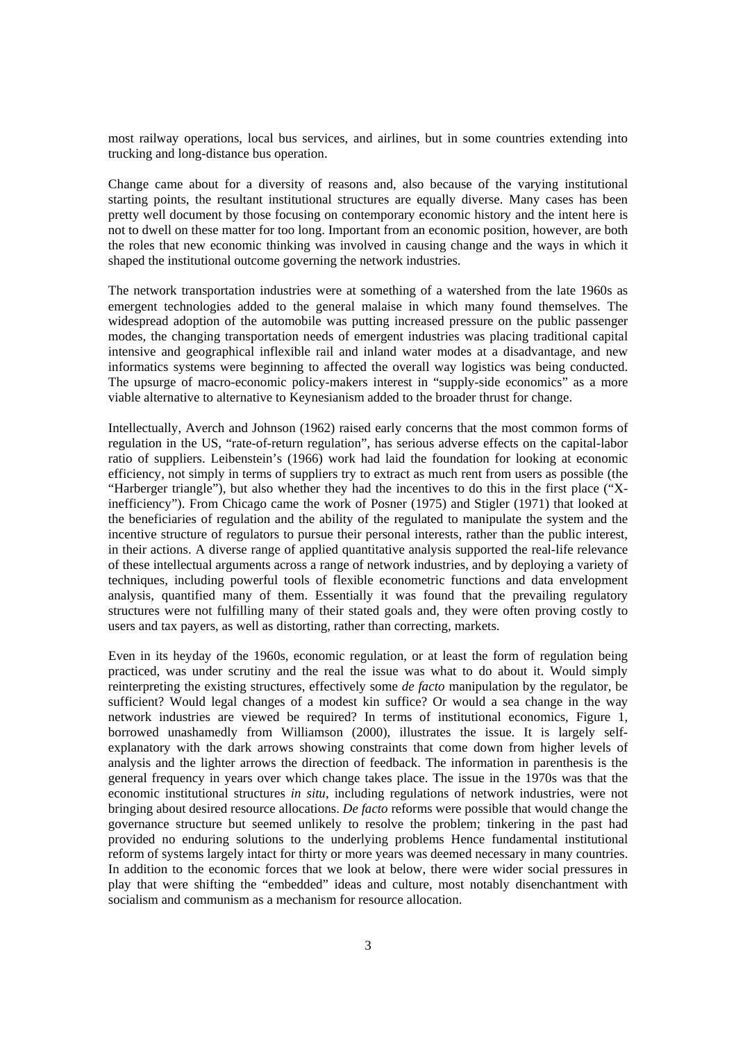most railway operations, local bus services, and airlines, but in some countries extending into trucking and long-distance bus operation.

Change came about for a diversity of reasons and, also because of the varying institutional starting points, the resultant institutional structures are equally diverse. Many cases has been pretty well document by those focusing on contemporary economic history and the intent here is not to dwell on these matter for too long. Important from an economic position, however, are both the roles that new economic thinking was involved in causing change and the ways in which it shaped the institutional outcome governing the network industries.

The network transportation industries were at something of a watershed from the late 1960s as emergent technologies added to the general malaise in which many found themselves. The widespread adoption of the automobile was putting increased pressure on the public passenger modes, the changing transportation needs of emergent industries was placing traditional capital intensive and geographical inflexible rail and inland water modes at a disadvantage, and new informatics systems were beginning to affected the overall way logistics was being conducted. The upsurge of macro-economic policy-makers interest in "supply-side economics" as a more viable alternative to alternative to Keynesianism added to the broader thrust for change.

Intellectually, Averch and Johnson (1962) raised early concerns that the most common forms of regulation in the US, "rate-of-return regulation", has serious adverse effects on the capital-labor ratio of suppliers. Leibenstein's (1966) work had laid the foundation for looking at economic efficiency, not simply in terms of suppliers try to extract as much rent from users as possible (the "Harberger triangle"), but also whether they had the incentives to do this in the first place ("X-inefficiency"). From Chicago came the work of Posner (1975) and Stigler (1971) that looked at the beneficiaries of regulation and the ability of the regulated to manipulate the system and the incentive structure of regulators to pursue their personal interests, rather than the public interest, in their actions. A diverse range of applied quantitative analysis supported the real-life relevance of these intellectual arguments across a range of network industries, and by deploying a variety of techniques, including powerful tools of flexible econometric functions and data envelopment analysis, quantified many of them. Essentially it was found that the prevailing regulatory structures were not fulfilling many of their stated goals and, they were often proving costly to users and tax payers, as well as distorting, rather than correcting, markets.

Even in its heyday of the 1960s, economic regulation, or at least the form of regulation being practiced, was under scrutiny and the real the issue was what to do about it. Would simply reinterpreting the existing structures, effectively some *de facto* manipulation by the regulator, be sufficient? Would legal changes of a modest kin suffice? Or would a sea change in the way network industries are viewed be required? In terms of institutional economics, Figure 1, borrowed unashamedly from Williamson (2000), illustrates the issue. It is largely self-explanatory with the dark arrows showing constraints that come down from higher levels of analysis and the lighter arrows the direction of feedback. The information in parenthesis is the general frequency in years over which change takes place. The issue in the 1970s was that the economic institutional structures *in situ*, including regulations of network industries, were not bringing about desired resource allocations. *De facto* reforms were possible that would change the governance structure but seemed unlikely to resolve the problem; tinkering in the past had provided no enduring solutions to the underlying problems Hence fundamental institutional reform of systems largely intact for thirty or more years was deemed necessary in many countries. In addition to the economic forces that we look at below, there were wider social pressures in play that were shifting the "embedded" ideas and culture, most notably disenchantment with socialism and communism as a mechanism for resource allocation.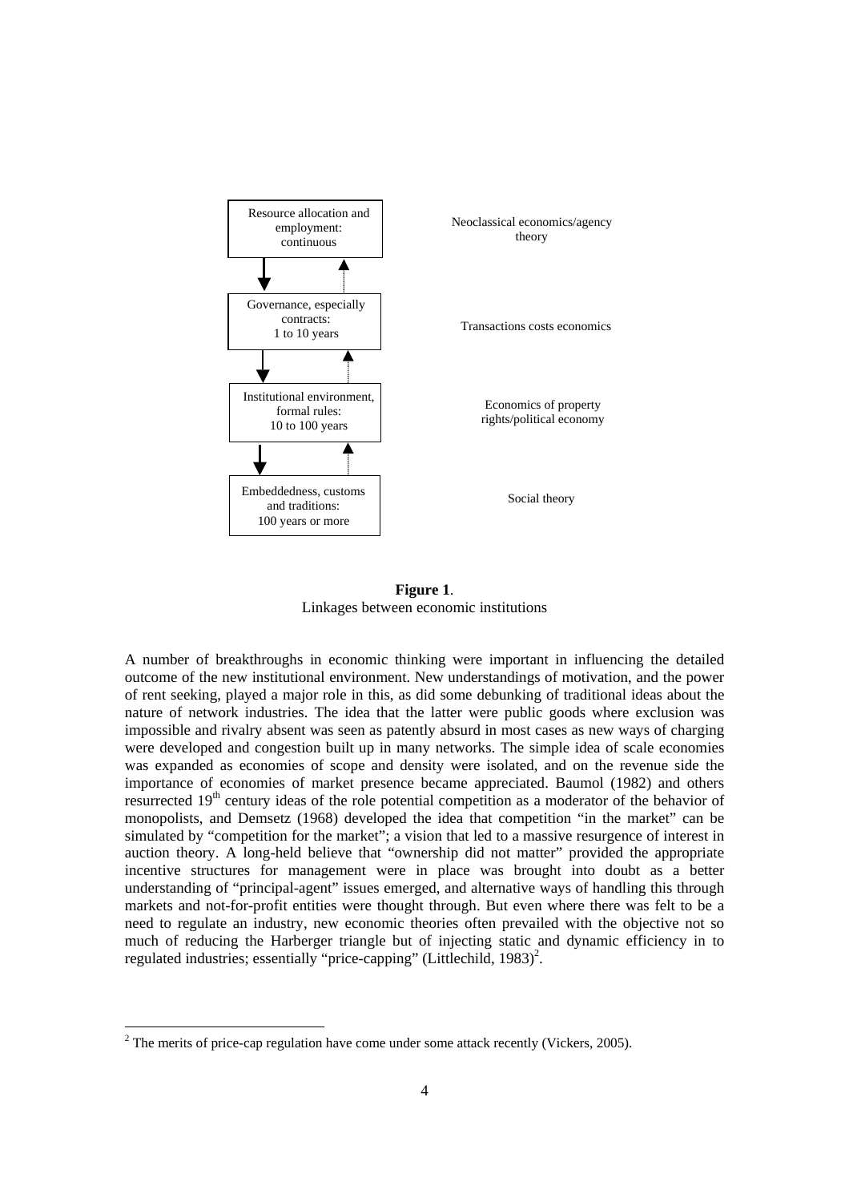| Level | Theory |
| --- | --- |
| Resource allocation and employment: continuous | Neoclassical economics/agency theory |
| Governance, especially contracts: 1 to 10 years | Transactions costs economics |
| Institutional environment, formal rules: 10 to 100 years | Economics of property rights/political economy |
| Embeddedness, customs and traditions: 100 years or more | Social theory |

**Figure 1**.
Linkages between economic institutions

A number of breakthroughs in economic thinking were important in influencing the detailed outcome of the new institutional environment. New understandings of motivation, and the power of rent seeking, played a major role in this, as did some debunking of traditional ideas about the nature of network industries. The idea that the latter were public goods where exclusion was impossible and rivalry absent was seen as patently absurd in most cases as new ways of charging were developed and congestion built up in many networks. The simple idea of scale economies was expanded as economies of scope and density were isolated, and on the revenue side the importance of economies of market presence became appreciated. Baumol (1982) and others resurrected 19th century ideas of the role potential competition as a moderator of the behavior of monopolists, and Demsetz (1968) developed the idea that competition "in the market" can be simulated by "competition for the market"; a vision that led to a massive resurgence of interest in auction theory. A long-held believe that "ownership did not matter" provided the appropriate incentive structures for management were in place was brought into doubt as a better understanding of "principal-agent" issues emerged, and alternative ways of handling this through markets and not-for-profit entities were thought through. But even where there was felt to be a need to regulate an industry, new economic theories often prevailed with the objective not so much of reducing the Harberger triangle but of injecting static and dynamic efficiency in to regulated industries; essentially "price-capping" (Littlechild, 1983)[2].

[2] The merits of price-cap regulation have come under some attack recently (Vickers, 2005).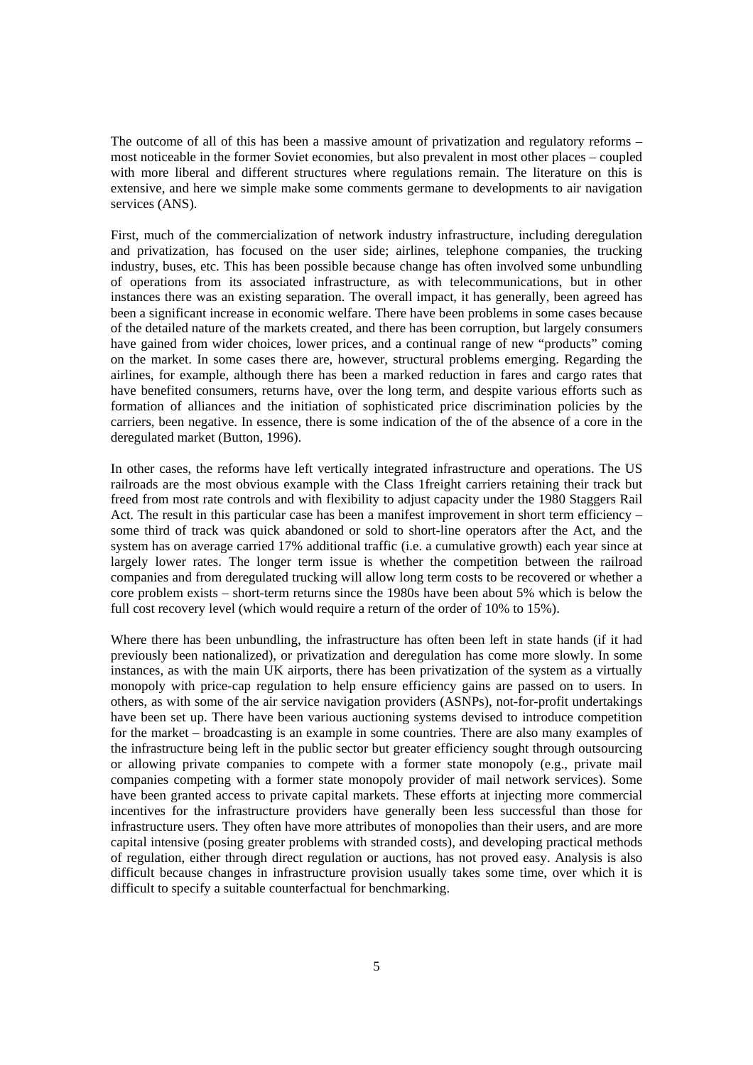The outcome of all of this has been a massive amount of privatization and regulatory reforms – most noticeable in the former Soviet economies, but also prevalent in most other places – coupled with more liberal and different structures where regulations remain. The literature on this is extensive, and here we simple make some comments germane to developments to air navigation services (ANS).

First, much of the commercialization of network industry infrastructure, including deregulation and privatization, has focused on the user side; airlines, telephone companies, the trucking industry, buses, etc. This has been possible because change has often involved some unbundling of operations from its associated infrastructure, as with telecommunications, but in other instances there was an existing separation. The overall impact, it has generally, been agreed has been a significant increase in economic welfare. There have been problems in some cases because of the detailed nature of the markets created, and there has been corruption, but largely consumers have gained from wider choices, lower prices, and a continual range of new "products" coming on the market. In some cases there are, however, structural problems emerging. Regarding the airlines, for example, although there has been a marked reduction in fares and cargo rates that have benefited consumers, returns have, over the long term, and despite various efforts such as formation of alliances and the initiation of sophisticated price discrimination policies by the carriers, been negative. In essence, there is some indication of the of the absence of a core in the deregulated market (Button, 1996).

In other cases, the reforms have left vertically integrated infrastructure and operations. The US railroads are the most obvious example with the Class 1freight carriers retaining their track but freed from most rate controls and with flexibility to adjust capacity under the 1980 Staggers Rail Act. The result in this particular case has been a manifest improvement in short term efficiency – some third of track was quick abandoned or sold to short-line operators after the Act, and the system has on average carried 17% additional traffic (i.e. a cumulative growth) each year since at largely lower rates. The longer term issue is whether the competition between the railroad companies and from deregulated trucking will allow long term costs to be recovered or whether a core problem exists – short-term returns since the 1980s have been about 5% which is below the full cost recovery level (which would require a return of the order of 10% to 15%).

Where there has been unbundling, the infrastructure has often been left in state hands (if it had previously been nationalized), or privatization and deregulation has come more slowly. In some instances, as with the main UK airports, there has been privatization of the system as a virtually monopoly with price-cap regulation to help ensure efficiency gains are passed on to users. In others, as with some of the air service navigation providers (ASNPs), not-for-profit undertakings have been set up. There have been various auctioning systems devised to introduce competition for the market – broadcasting is an example in some countries. There are also many examples of the infrastructure being left in the public sector but greater efficiency sought through outsourcing or allowing private companies to compete with a former state monopoly (e.g., private mail companies competing with a former state monopoly provider of mail network services). Some have been granted access to private capital markets. These efforts at injecting more commercial incentives for the infrastructure providers have generally been less successful than those for infrastructure users. They often have more attributes of monopolies than their users, and are more capital intensive (posing greater problems with stranded costs), and developing practical methods of regulation, either through direct regulation or auctions, has not proved easy. Analysis is also difficult because changes in infrastructure provision usually takes some time, over which it is difficult to specify a suitable counterfactual for benchmarking.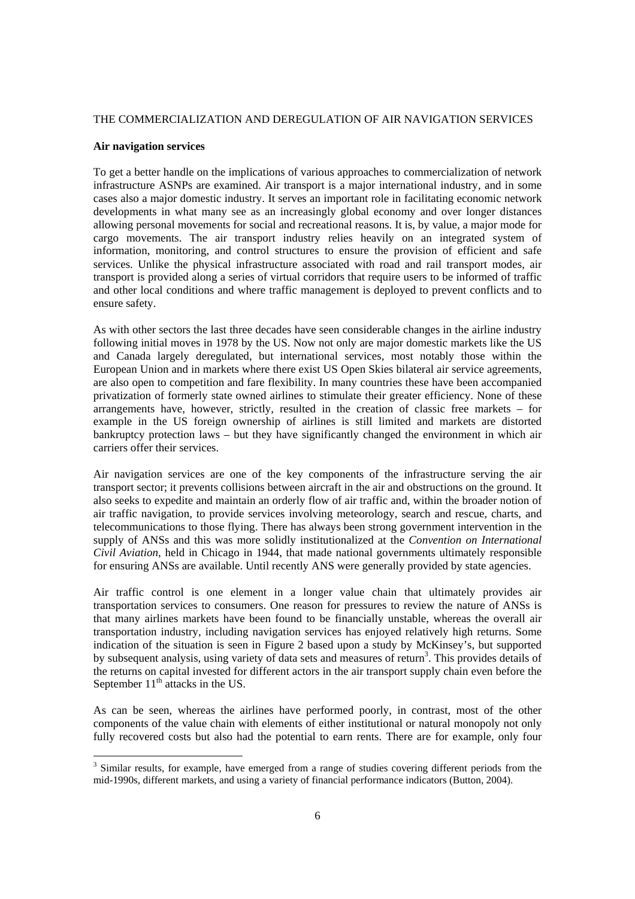THE COMMERCIALIZATION AND DEREGULATION OF AIR NAVIGATION SERVICES

**Air navigation services**

To get a better handle on the implications of various approaches to commercialization of network infrastructure ASNPs are examined. Air transport is a major international industry, and in some cases also a major domestic industry. It serves an important role in facilitating economic network developments in what many see as an increasingly global economy and over longer distances allowing personal movements for social and recreational reasons. It is, by value, a major mode for cargo movements. The air transport industry relies heavily on an integrated system of information, monitoring, and control structures to ensure the provision of efficient and safe services. Unlike the physical infrastructure associated with road and rail transport modes, air transport is provided along a series of virtual corridors that require users to be informed of traffic and other local conditions and where traffic management is deployed to prevent conflicts and to ensure safety.

As with other sectors the last three decades have seen considerable changes in the airline industry following initial moves in 1978 by the US. Now not only are major domestic markets like the US and Canada largely deregulated, but international services, most notably those within the European Union and in markets where there exist US Open Skies bilateral air service agreements, are also open to competition and fare flexibility. In many countries these have been accompanied privatization of formerly state owned airlines to stimulate their greater efficiency. None of these arrangements have, however, strictly, resulted in the creation of classic free markets – for example in the US foreign ownership of airlines is still limited and markets are distorted bankruptcy protection laws – but they have significantly changed the environment in which air carriers offer their services.

Air navigation services are one of the key components of the infrastructure serving the air transport sector; it prevents collisions between aircraft in the air and obstructions on the ground. It also seeks to expedite and maintain an orderly flow of air traffic and, within the broader notion of air traffic navigation, to provide services involving meteorology, search and rescue, charts, and telecommunications to those flying. There has always been strong government intervention in the supply of ANSs and this was more solidly institutionalized at the *Convention on International Civil Aviation*, held in Chicago in 1944, that made national governments ultimately responsible for ensuring ANSs are available. Until recently ANS were generally provided by state agencies.

Air traffic control is one element in a longer value chain that ultimately provides air transportation services to consumers. One reason for pressures to review the nature of ANSs is that many airlines markets have been found to be financially unstable, whereas the overall air transportation industry, including navigation services has enjoyed relatively high returns. Some indication of the situation is seen in Figure 2 based upon a study by McKinsey's, but supported by subsequent analysis, using variety of data sets and measures of return[3]. This provides details of the returns on capital invested for different actors in the air transport supply chain even before the September 11th attacks in the US.

As can be seen, whereas the airlines have performed poorly, in contrast, most of the other components of the value chain with elements of either institutional or natural monopoly not only fully recovered costs but also had the potential to earn rents. There are for example, only four

[3] Similar results, for example, have emerged from a range of studies covering different periods from the mid-1990s, different markets, and using a variety of financial performance indicators (Button, 2004).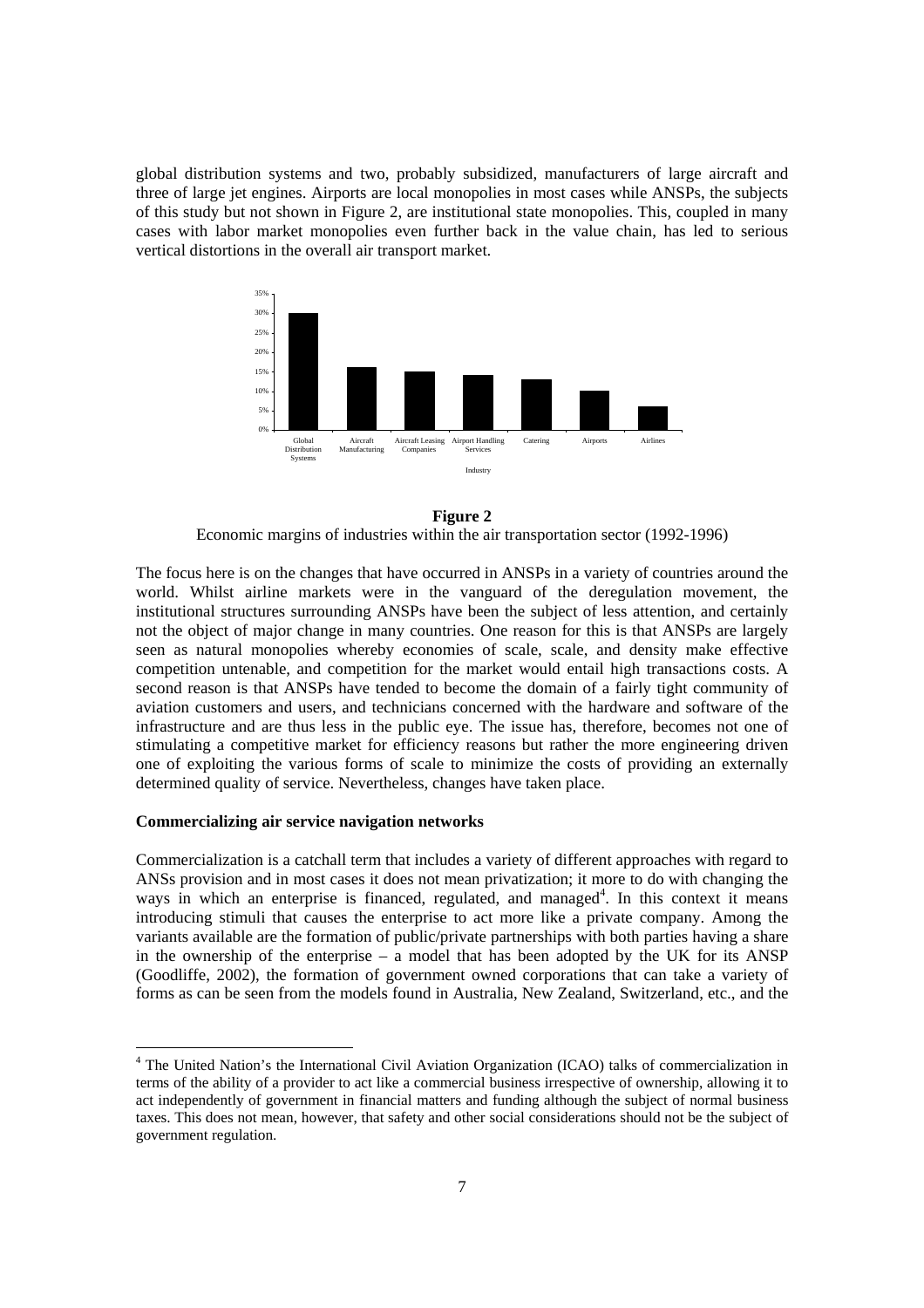global distribution systems and two, probably subsidized, manufacturers of large aircraft and three of large jet engines. Airports are local monopolies in most cases while ANSPs, the subjects of this study but not shown in Figure 2, are institutional state monopolies. This, coupled in many cases with labor market monopolies even further back in the value chain, has led to serious vertical distortions in the overall air transport market.

**Figure 2**

Economic margins of industries within the air transportation sector (1992-1996)

The focus here is on the changes that have occurred in ANSPs in a variety of countries around the world. Whilst airline markets were in the vanguard of the deregulation movement, the institutional structures surrounding ANSPs have been the subject of less attention, and certainly not the object of major change in many countries. One reason for this is that ANSPs are largely seen as natural monopolies whereby economies of scale, scale, and density make effective competition untenable, and competition for the market would entail high transactions costs. A second reason is that ANSPs have tended to become the domain of a fairly tight community of aviation customers and users, and technicians concerned with the hardware and software of the infrastructure and are thus less in the public eye. The issue has, therefore, becomes not one of stimulating a competitive market for efficiency reasons but rather the more engineering driven one of exploiting the various forms of scale to minimize the costs of providing an externally determined quality of service. Nevertheless, changes have taken place.

**Commercializing air service navigation networks**

Commercialization is a catchall term that includes a variety of different approaches with regard to ANSs provision and in most cases it does not mean privatization; it more to do with changing the ways in which an enterprise is financed, regulated, and managed[4]. In this context it means introducing stimuli that causes the enterprise to act more like a private company. Among the variants available are the formation of public/private partnerships with both parties having a share in the ownership of the enterprise – a model that has been adopted by the UK for its ANSP (Goodliffe, 2002), the formation of government owned corporations that can take a variety of forms as can be seen from the models found in Australia, New Zealand, Switzerland, etc., and the

[4] The United Nation's the International Civil Aviation Organization (ICAO) talks of commercialization in terms of the ability of a provider to act like a commercial business irrespective of ownership, allowing it to act independently of government in financial matters and funding although the subject of normal business taxes. This does not mean, however, that safety and other social considerations should not be the subject of government regulation.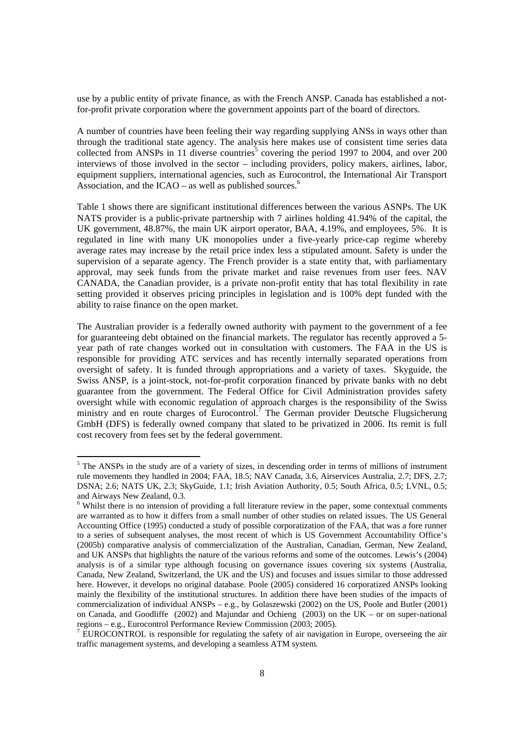use by a public entity of private finance, as with the French ANSP. Canada has established a not-for-profit private corporation where the government appoints part of the board of directors.

A number of countries have been feeling their way regarding supplying ANSs in ways other than through the traditional state agency. The analysis here makes use of consistent time series data collected from ANSPs in 11 diverse countries[5] covering the period 1997 to 2004, and over 200 interviews of those involved in the sector – including providers, policy makers, airlines, labor, equipment suppliers, international agencies, such as Eurocontrol, the International Air Transport Association, and the ICAO – as well as published sources.[6]

Table 1 shows there are significant institutional differences between the various ASNPs. The UK NATS provider is a public-private partnership with 7 airlines holding 41.94% of the capital, the UK government, 48.87%, the main UK airport operator, BAA, 4.19%, and employees, 5%. It is regulated in line with many UK monopolies under a five-yearly price-cap regime whereby average rates may increase by the retail price index less a stipulated amount. Safety is under the supervision of a separate agency. The French provider is a state entity that, with parliamentary approval, may seek funds from the private market and raise revenues from user fees. NAV CANADA, the Canadian provider, is a private non-profit entity that has total flexibility in rate setting provided it observes pricing principles in legislation and is 100% dept funded with the ability to raise finance on the open market.

The Australian provider is a federally owned authority with payment to the government of a fee for guaranteeing debt obtained on the financial markets. The regulator has recently approved a 5-year path of rate changes worked out in consultation with customers. The FAA in the US is responsible for providing ATC services and has recently internally separated operations from oversight of safety. It is funded through appropriations and a variety of taxes. Skyguide, the Swiss ANSP, is a joint-stock, not-for-profit corporation financed by private banks with no debt guarantee from the government. The Federal Office for Civil Administration provides safety oversight while with economic regulation of approach charges is the responsibility of the Swiss ministry and en route charges of Eurocontrol.[7] The German provider Deutsche Flugsicherung GmbH (DFS) is federally owned company that slated to be privatized in 2006. Its remit is full cost recovery from fees set by the federal government.

---

[5] The ANSPs in the study are of a variety of sizes, in descending order in terms of millions of instrument rule movements they handled in 2004; FAA, 18.5; NAV Canada, 3.6, Airservices Australia, 2.7; DFS, 2.7; DSNA; 2.6; NATS UK, 2.3; SkyGuide, 1.1; Irish Aviation Authority, 0.5; South Africa, 0.5; LVNL, 0.5; and Airways New Zealand, 0.3.

[6] Whilst there is no intension of providing a full literature review in the paper, some contextual comments are warranted as to how it differs from a small number of other studies on related issues. The US General Accounting Office (1995) conducted a study of possible corporatization of the FAA, that was a fore runner to a series of subsequent analyses, the most recent of which is US Government Accountability Office's (2005b) comparative analysis of commercialization of the Australian, Canadian, German, New Zealand, and UK ANSPs that highlights the nature of the various reforms and some of the outcomes. Lewis's (2004) analysis is of a similar type although focusing on governance issues covering six systems (Australia, Canada, New Zealand, Switzerland, the UK and the US) and focuses and issues similar to those addressed here. However, it develops no original database. Poole (2005) considered 16 corporatized ANSPs looking mainly the flexibility of the institutional structures. In addition there have been studies of the impacts of commercialization of individual ANSPs – e.g., by Golaszewski (2002) on the US, Poole and Butler (2001) on Canada, and Goodliffe (2002) and Majundar and Ochieng (2003) on the UK – or on super-national regions – e.g., Eurocontrol Performance Review Commission (2003; 2005).

[7] EUROCONTROL is responsible for regulating the safety of air navigation in Europe, overseeing the air traffic management systems, and developing a seamless ATM system.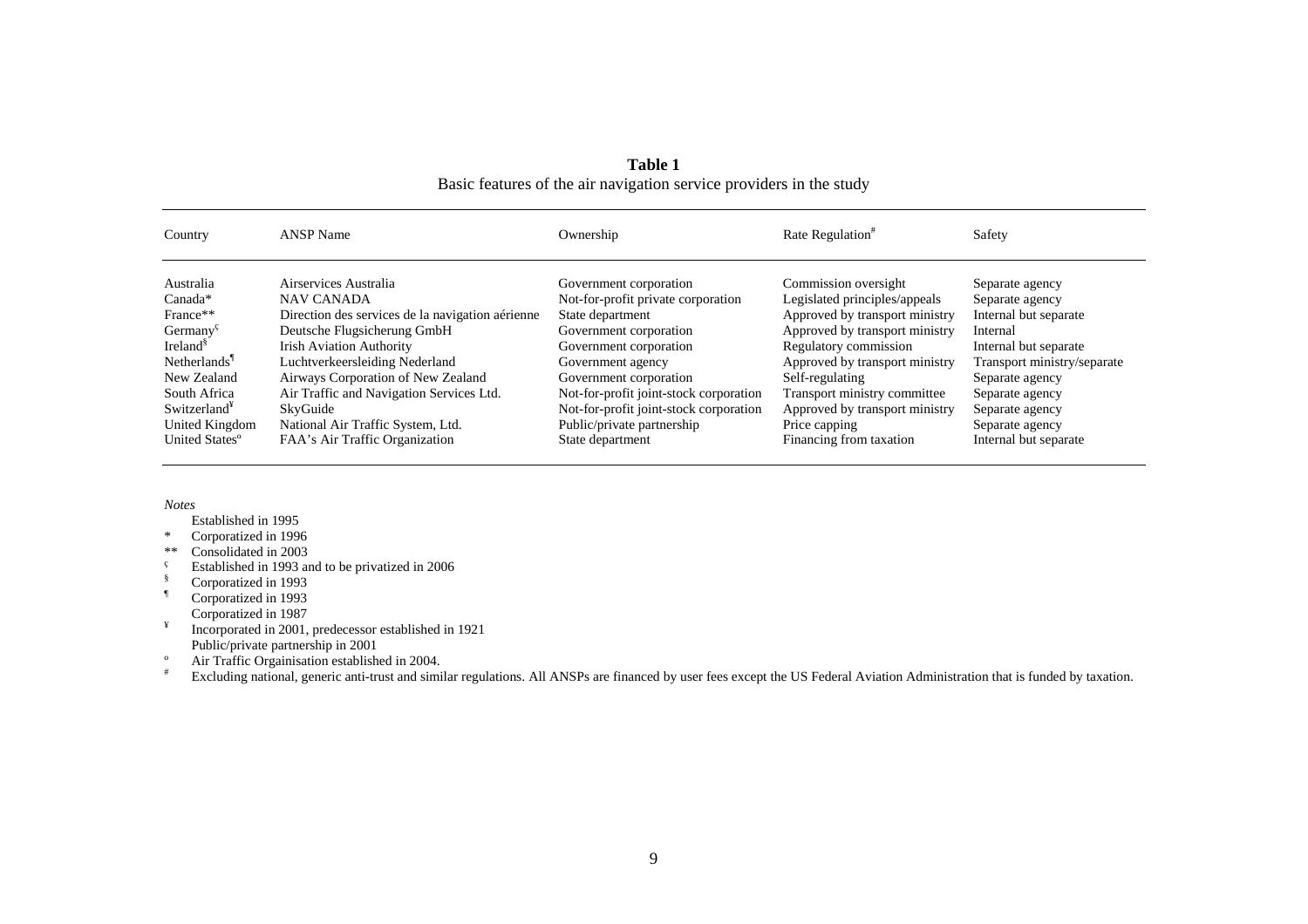**Table 1**
Basic features of the air navigation service providers in the study

| Country | ANSP Name | Ownership | Rate Regulation[#] | Safety |
|---|---|---|---|---|
| Australia | Airservices Australia | Government corporation | Commission oversight | Separate agency |
| Canada* | NAV CANADA | Not-for-profit private corporation | Legislated principles/appeals | Separate agency |
| France** | Direction des services de la navigation aérienne | State department | Approved by transport ministry | Internal but separate |
| Germany[ç] | Deutsche Flugsicherung GmbH | Government corporation | Approved by transport ministry | Internal |
| Ireland[§] | Irish Aviation Authority | Government corporation | Regulatory commission | Internal but separate |
| Netherlands[¶] | Luchtverkeersleiding Nederland | Government agency | Approved by transport ministry | Transport ministry/separate |
| New Zealand | Airways Corporation of New Zealand | Government corporation | Self-regulating | Separate agency |
| South Africa | Air Traffic and Navigation Services Ltd. | Not-for-profit joint-stock corporation | Transport ministry committee | Separate agency |
| Switzerland[¥] | SkyGuide | Not-for-profit joint-stock corporation | Approved by transport ministry | Separate agency |
| United Kingdom | National Air Traffic System, Ltd. | Public/private partnership | Price capping | Separate agency |
| United States[º] | FAA's Air Traffic Organization | State department | Financing from taxation | Internal but separate |

*Notes*

Established in 1995
\* Corporatized in 1996
\*\* Consolidated in 2003
ç Established in 1993 and to be privatized in 2006
§ Corporatized in 1993
¶ Corporatized in 1993
Corporatized in 1987
¥ Incorporated in 2001, predecessor established in 1921
Public/private partnership in 2001
º Air Traffic Orgainisation established in 2004.
\# Excluding national, generic anti-trust and similar regulations. All ANSPs are financed by user fees except the US Federal Aviation Administration that is funded by taxation.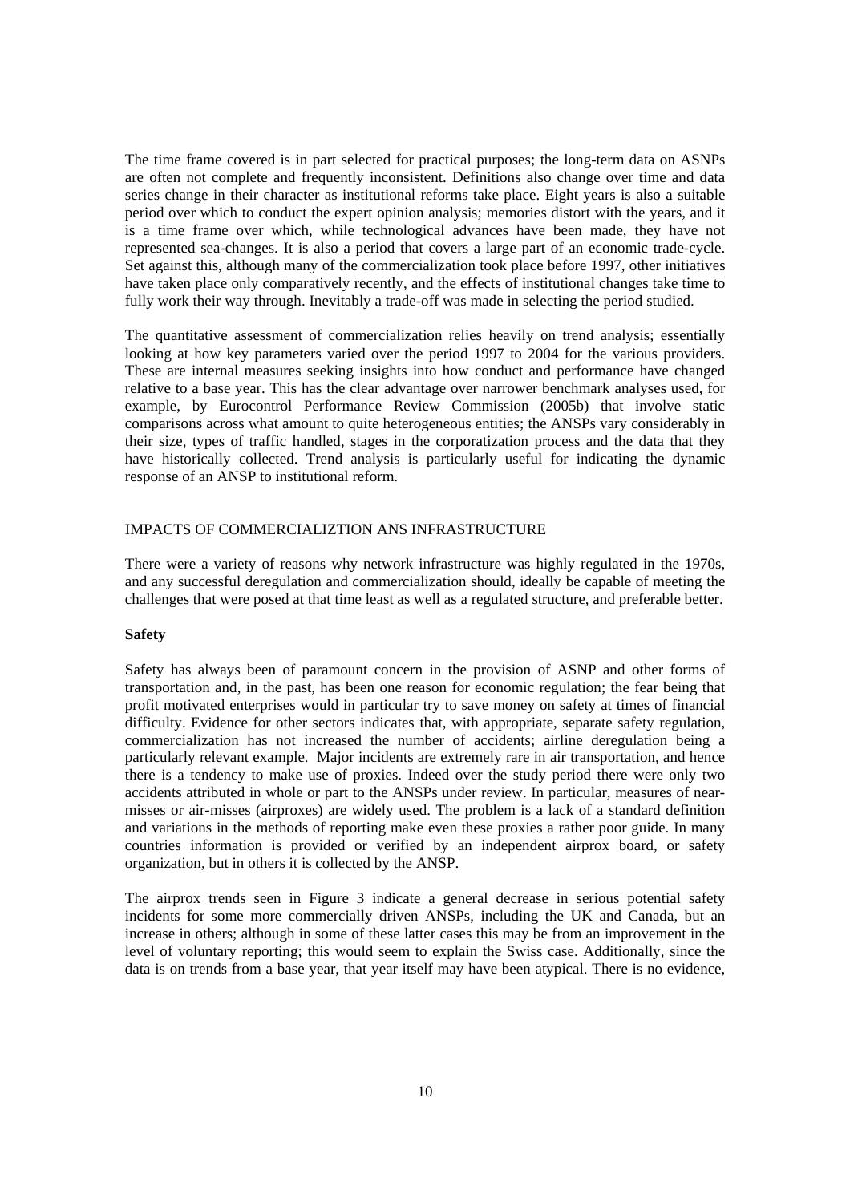The time frame covered is in part selected for practical purposes; the long-term data on ASNPs are often not complete and frequently inconsistent. Definitions also change over time and data series change in their character as institutional reforms take place. Eight years is also a suitable period over which to conduct the expert opinion analysis; memories distort with the years, and it is a time frame over which, while technological advances have been made, they have not represented sea-changes. It is also a period that covers a large part of an economic trade-cycle. Set against this, although many of the commercialization took place before 1997, other initiatives have taken place only comparatively recently, and the effects of institutional changes take time to fully work their way through. Inevitably a trade-off was made in selecting the period studied.

The quantitative assessment of commercialization relies heavily on trend analysis; essentially looking at how key parameters varied over the period 1997 to 2004 for the various providers. These are internal measures seeking insights into how conduct and performance have changed relative to a base year. This has the clear advantage over narrower benchmark analyses used, for example, by Eurocontrol Performance Review Commission (2005b) that involve static comparisons across what amount to quite heterogeneous entities; the ANSPs vary considerably in their size, types of traffic handled, stages in the corporatization process and the data that they have historically collected. Trend analysis is particularly useful for indicating the dynamic response of an ANSP to institutional reform.

## IMPACTS OF COMMERCIALIZTION ANS INFRASTRUCTURE

There were a variety of reasons why network infrastructure was highly regulated in the 1970s, and any successful deregulation and commercialization should, ideally be capable of meeting the challenges that were posed at that time least as well as a regulated structure, and preferable better.

### Safety

Safety has always been of paramount concern in the provision of ASNP and other forms of transportation and, in the past, has been one reason for economic regulation; the fear being that profit motivated enterprises would in particular try to save money on safety at times of financial difficulty. Evidence for other sectors indicates that, with appropriate, separate safety regulation, commercialization has not increased the number of accidents; airline deregulation being a particularly relevant example. Major incidents are extremely rare in air transportation, and hence there is a tendency to make use of proxies. Indeed over the study period there were only two accidents attributed in whole or part to the ANSPs under review. In particular, measures of near-misses or air-misses (airproxes) are widely used. The problem is a lack of a standard definition and variations in the methods of reporting make even these proxies a rather poor guide. In many countries information is provided or verified by an independent airprox board, or safety organization, but in others it is collected by the ANSP.

The airprox trends seen in Figure 3 indicate a general decrease in serious potential safety incidents for some more commercially driven ANSPs, including the UK and Canada, but an increase in others; although in some of these latter cases this may be from an improvement in the level of voluntary reporting; this would seem to explain the Swiss case. Additionally, since the data is on trends from a base year, that year itself may have been atypical. There is no evidence,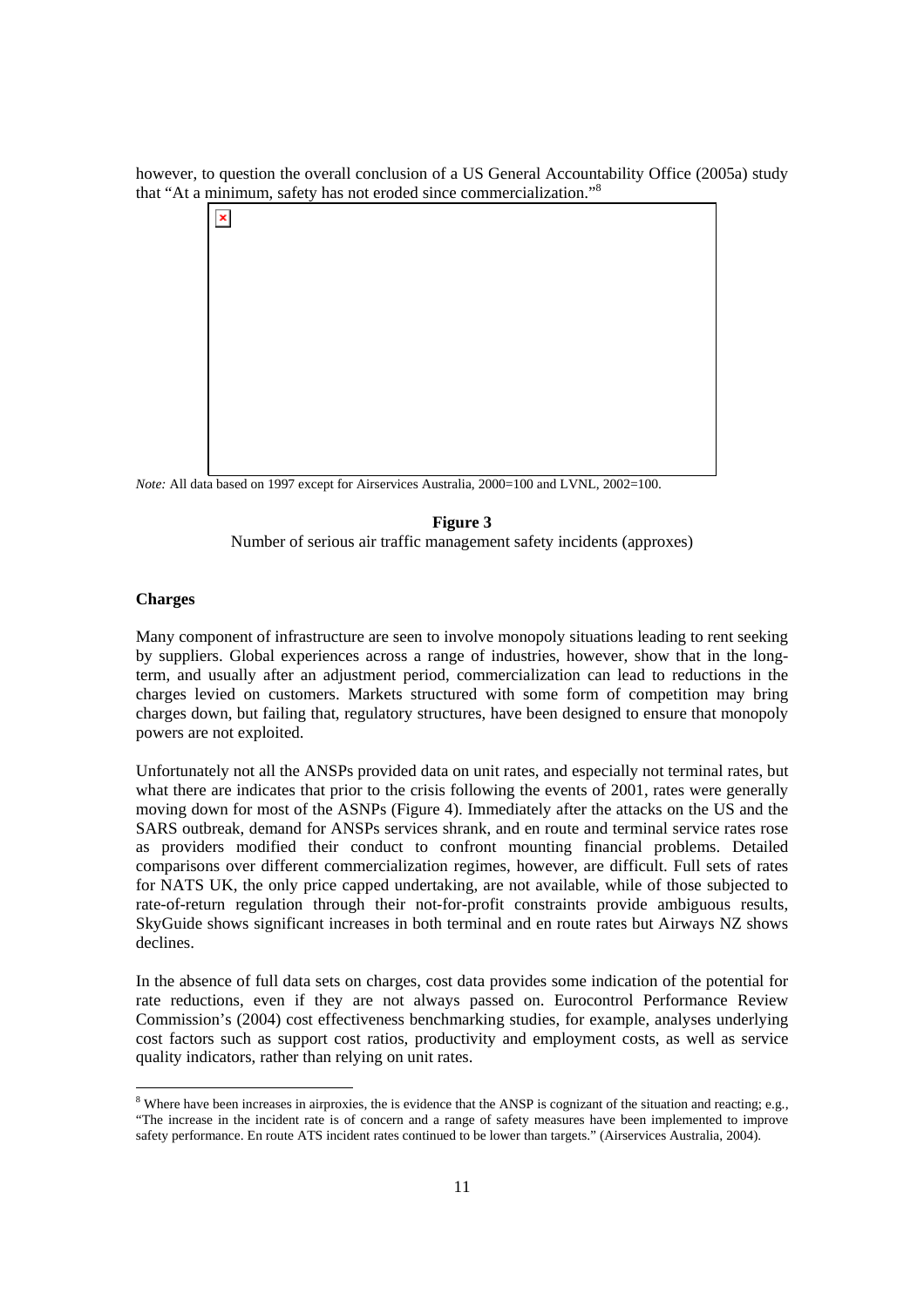however, to question the overall conclusion of a US General Accountability Office (2005a) study that "At a minimum, safety has not eroded since commercialization."[8]

*Note:* All data based on 1997 except for Airservices Australia, 2000=100 and LVNL, 2002=100.

**Figure 3**

Number of serious air traffic management safety incidents (approxes)

**Charges**

Many component of infrastructure are seen to involve monopoly situations leading to rent seeking by suppliers. Global experiences across a range of industries, however, show that in the long-term, and usually after an adjustment period, commercialization can lead to reductions in the charges levied on customers. Markets structured with some form of competition may bring charges down, but failing that, regulatory structures, have been designed to ensure that monopoly powers are not exploited.

Unfortunately not all the ANSPs provided data on unit rates, and especially not terminal rates, but what there are indicates that prior to the crisis following the events of 2001, rates were generally moving down for most of the ASNPs (Figure 4). Immediately after the attacks on the US and the SARS outbreak, demand for ANSPs services shrank, and en route and terminal service rates rose as providers modified their conduct to confront mounting financial problems. Detailed comparisons over different commercialization regimes, however, are difficult. Full sets of rates for NATS UK, the only price capped undertaking, are not available, while of those subjected to rate-of-return regulation through their not-for-profit constraints provide ambiguous results, SkyGuide shows significant increases in both terminal and en route rates but Airways NZ shows declines.

In the absence of full data sets on charges, cost data provides some indication of the potential for rate reductions, even if they are not always passed on. Eurocontrol Performance Review Commission's (2004) cost effectiveness benchmarking studies, for example, analyses underlying cost factors such as support cost ratios, productivity and employment costs, as well as service quality indicators, rather than relying on unit rates.

[8] Where have been increases in airproxies, the is evidence that the ANSP is cognizant of the situation and reacting; e.g., "The increase in the incident rate is of concern and a range of safety measures have been implemented to improve safety performance. En route ATS incident rates continued to be lower than targets." (Airservices Australia, 2004).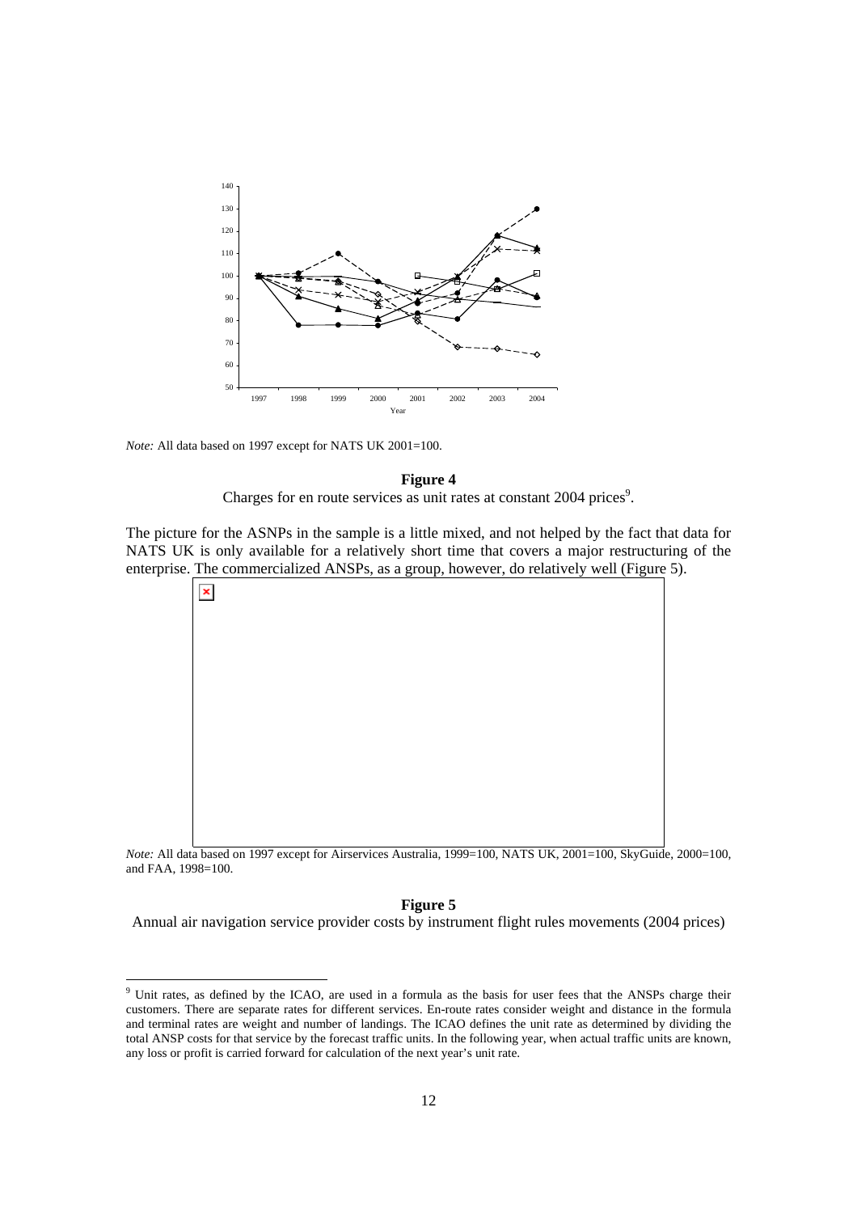*Note:* All data based on 1997 except for NATS UK 2001=100.

**Figure 4**

Charges for en route services as unit rates at constant 2004 prices[9].

The picture for the ASNPs in the sample is a little mixed, and not helped by the fact that data for NATS UK is only available for a relatively short time that covers a major restructuring of the enterprise. The commercialized ANSPs, as a group, however, do relatively well (Figure 5).

*Note:* All data based on 1997 except for Airservices Australia, 1999=100, NATS UK, 2001=100, SkyGuide, 2000=100, and FAA, 1998=100.

**Figure 5**

Annual air navigation service provider costs by instrument flight rules movements (2004 prices)

---

[9] Unit rates, as defined by the ICAO, are used in a formula as the basis for user fees that the ANSPs charge their customers. There are separate rates for different services. En-route rates consider weight and distance in the formula and terminal rates are weight and number of landings. The ICAO defines the unit rate as determined by dividing the total ANSP costs for that service by the forecast traffic units. In the following year, when actual traffic units are known, any loss or profit is carried forward for calculation of the next year's unit rate.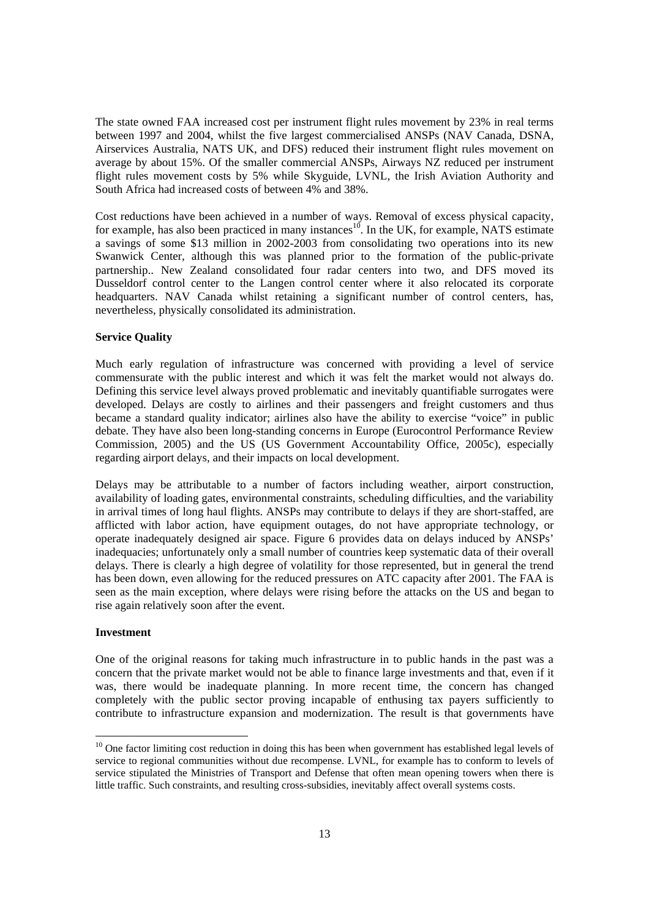The state owned FAA increased cost per instrument flight rules movement by 23% in real terms between 1997 and 2004, whilst the five largest commercialised ANSPs (NAV Canada, DSNA, Airservices Australia, NATS UK, and DFS) reduced their instrument flight rules movement on average by about 15%. Of the smaller commercial ANSPs, Airways NZ reduced per instrument flight rules movement costs by 5% while Skyguide, LVNL, the Irish Aviation Authority and South Africa had increased costs of between 4% and 38%.

Cost reductions have been achieved in a number of ways. Removal of excess physical capacity, for example, has also been practiced in many instances[10]. In the UK, for example, NATS estimate a savings of some $13 million in 2002-2003 from consolidating two operations into its new Swanwick Center, although this was planned prior to the formation of the public-private partnership.. New Zealand consolidated four radar centers into two, and DFS moved its Dusseldorf control center to the Langen control center where it also relocated its corporate headquarters. NAV Canada whilst retaining a significant number of control centers, has, nevertheless, physically consolidated its administration.

**Service Quality**

Much early regulation of infrastructure was concerned with providing a level of service commensurate with the public interest and which it was felt the market would not always do. Defining this service level always proved problematic and inevitably quantifiable surrogates were developed. Delays are costly to airlines and their passengers and freight customers and thus became a standard quality indicator; airlines also have the ability to exercise "voice" in public debate. They have also been long-standing concerns in Europe (Eurocontrol Performance Review Commission, 2005) and the US (US Government Accountability Office, 2005c), especially regarding airport delays, and their impacts on local development.

Delays may be attributable to a number of factors including weather, airport construction, availability of loading gates, environmental constraints, scheduling difficulties, and the variability in arrival times of long haul flights. ANSPs may contribute to delays if they are short-staffed, are afflicted with labor action, have equipment outages, do not have appropriate technology, or operate inadequately designed air space. Figure 6 provides data on delays induced by ANSPs' inadequacies; unfortunately only a small number of countries keep systematic data of their overall delays. There is clearly a high degree of volatility for those represented, but in general the trend has been down, even allowing for the reduced pressures on ATC capacity after 2001. The FAA is seen as the main exception, where delays were rising before the attacks on the US and began to rise again relatively soon after the event.

**Investment**

One of the original reasons for taking much infrastructure in to public hands in the past was a concern that the private market would not be able to finance large investments and that, even if it was, there would be inadequate planning. In more recent time, the concern has changed completely with the public sector proving incapable of enthusing tax payers sufficiently to contribute to infrastructure expansion and modernization. The result is that governments have

[10] One factor limiting cost reduction in doing this has been when government has established legal levels of service to regional communities without due recompense. LVNL, for example has to conform to levels of service stipulated the Ministries of Transport and Defense that often mean opening towers when there is little traffic. Such constraints, and resulting cross-subsidies, inevitably affect overall systems costs.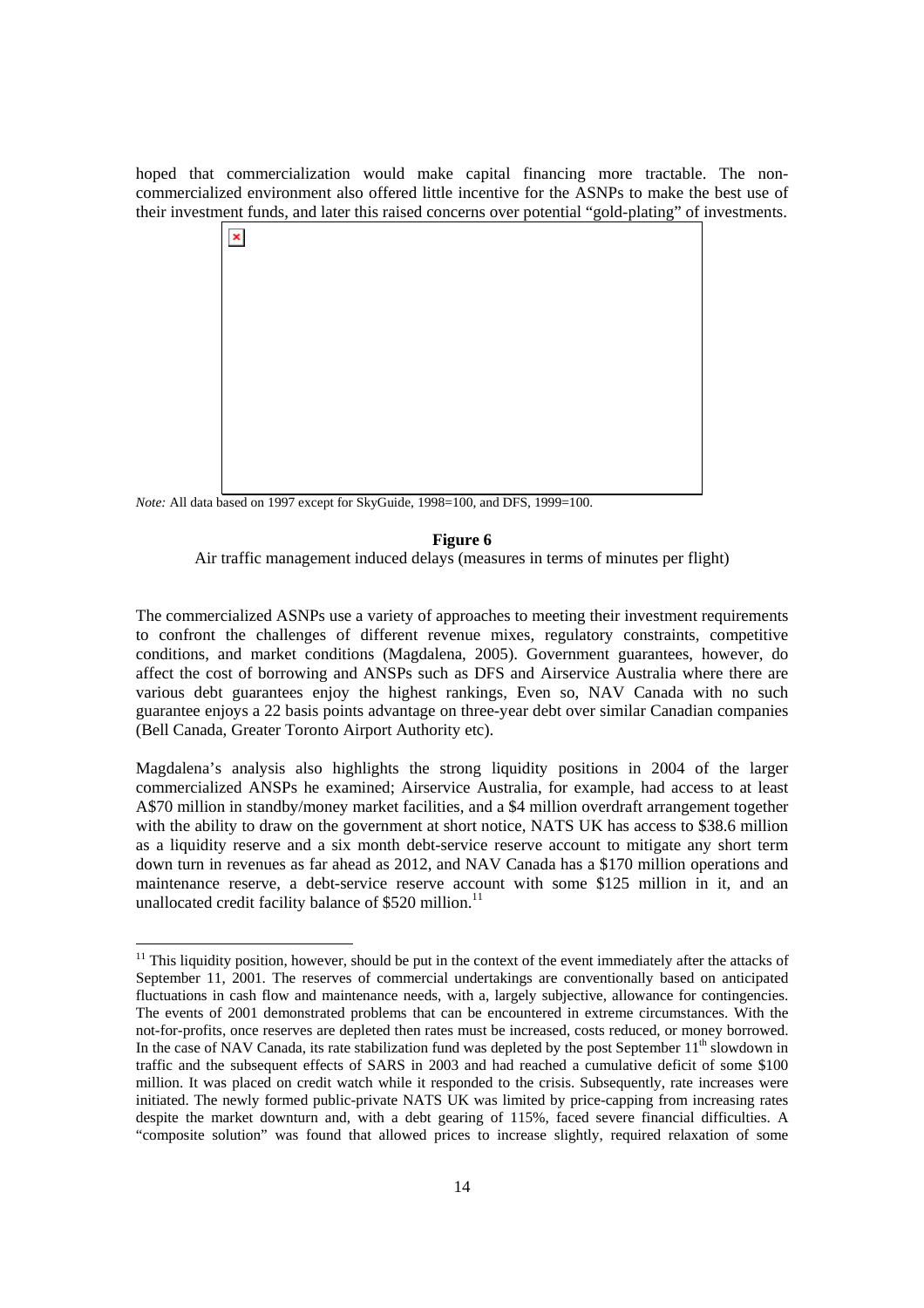hoped that commercialization would make capital financing more tractable. The non-commercialized environment also offered little incentive for the ASNPs to make the best use of their investment funds, and later this raised concerns over potential "gold-plating" of investments.

*Note:* All data based on 1997 except for SkyGuide, 1998=100, and DFS, 1999=100.

**Figure 6**

Air traffic management induced delays (measures in terms of minutes per flight)

The commercialized ASNPs use a variety of approaches to meeting their investment requirements to confront the challenges of different revenue mixes, regulatory constraints, competitive conditions, and market conditions (Magdalena, 2005). Government guarantees, however, do affect the cost of borrowing and ANSPs such as DFS and Airservice Australia where there are various debt guarantees enjoy the highest rankings, Even so, NAV Canada with no such guarantee enjoys a 22 basis points advantage on three-year debt over similar Canadian companies (Bell Canada, Greater Toronto Airport Authority etc).

Magdalena's analysis also highlights the strong liquidity positions in 2004 of the larger commercialized ANSPs he examined; Airservice Australia, for example, had access to at least A\$70 million in standby/money market facilities, and a \$4 million overdraft arrangement together with the ability to draw on the government at short notice, NATS UK has access to \$38.6 million as a liquidity reserve and a six month debt-service reserve account to mitigate any short term down turn in revenues as far ahead as 2012, and NAV Canada has a \$170 million operations and maintenance reserve, a debt-service reserve account with some \$125 million in it, and an unallocated credit facility balance of \$520 million.[11]

[11] This liquidity position, however, should be put in the context of the event immediately after the attacks of September 11, 2001. The reserves of commercial undertakings are conventionally based on anticipated fluctuations in cash flow and maintenance needs, with a, largely subjective, allowance for contingencies. The events of 2001 demonstrated problems that can be encountered in extreme circumstances. With the not-for-profits, once reserves are depleted then rates must be increased, costs reduced, or money borrowed. In the case of NAV Canada, its rate stabilization fund was depleted by the post September 11th slowdown in traffic and the subsequent effects of SARS in 2003 and had reached a cumulative deficit of some \$100 million. It was placed on credit watch while it responded to the crisis. Subsequently, rate increases were initiated. The newly formed public-private NATS UK was limited by price-capping from increasing rates despite the market downturn and, with a debt gearing of 115%, faced severe financial difficulties. A "composite solution" was found that allowed prices to increase slightly, required relaxation of some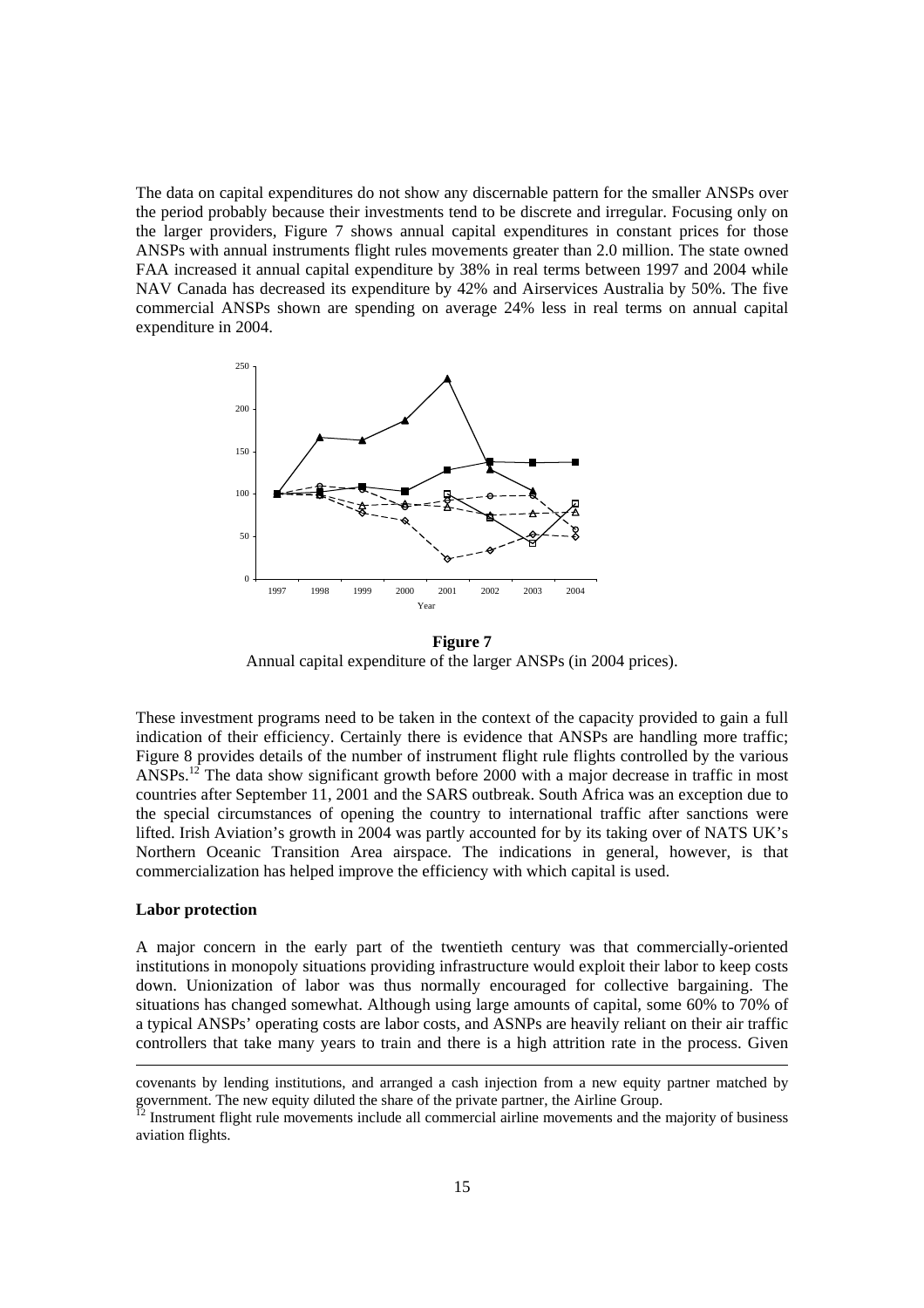The data on capital expenditures do not show any discernable pattern for the smaller ANSPs over the period probably because their investments tend to be discrete and irregular. Focusing only on the larger providers, Figure 7 shows annual capital expenditures in constant prices for those ANSPs with annual instruments flight rules movements greater than 2.0 million. The state owned FAA increased it annual capital expenditure by 38% in real terms between 1997 and 2004 while NAV Canada has decreased its expenditure by 42% and Airservices Australia by 50%. The five commercial ANSPs shown are spending on average 24% less in real terms on annual capital expenditure in 2004.

**Figure 7**

Annual capital expenditure of the larger ANSPs (in 2004 prices).

These investment programs need to be taken in the context of the capacity provided to gain a full indication of their efficiency. Certainly there is evidence that ANSPs are handling more traffic; Figure 8 provides details of the number of instrument flight rule flights controlled by the various ANSPs.[12] The data show significant growth before 2000 with a major decrease in traffic in most countries after September 11, 2001 and the SARS outbreak. South Africa was an exception due to the special circumstances of opening the country to international traffic after sanctions were lifted. Irish Aviation's growth in 2004 was partly accounted for by its taking over of NATS UK's Northern Oceanic Transition Area airspace. The indications in general, however, is that commercialization has helped improve the efficiency with which capital is used.

### Labor protection

A major concern in the early part of the twentieth century was that commercially-oriented institutions in monopoly situations providing infrastructure would exploit their labor to keep costs down. Unionization of labor was thus normally encouraged for collective bargaining. The situations has changed somewhat. Although using large amounts of capital, some 60% to 70% of a typical ANSPs' operating costs are labor costs, and ASNPs are heavily reliant on their air traffic controllers that take many years to train and there is a high attrition rate in the process. Given

---

covenants by lending institutions, and arranged a cash injection from a new equity partner matched by government. The new equity diluted the share of the private partner, the Airline Group.

[12] Instrument flight rule movements include all commercial airline movements and the majority of business aviation flights.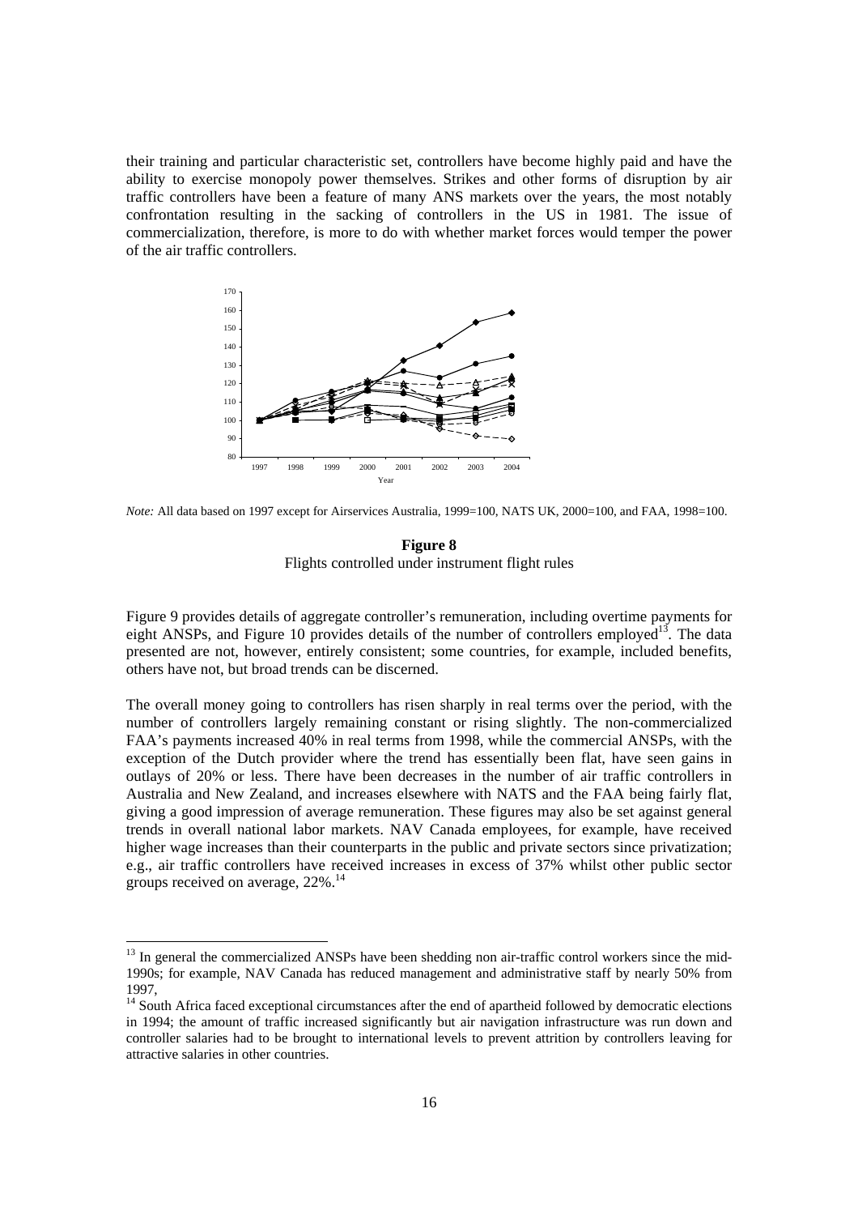their training and particular characteristic set, controllers have become highly paid and have the ability to exercise monopoly power themselves. Strikes and other forms of disruption by air traffic controllers have been a feature of many ANS markets over the years, the most notably confrontation resulting in the sacking of controllers in the US in 1981. The issue of commercialization, therefore, is more to do with whether market forces would temper the power of the air traffic controllers.

*Note:* All data based on 1997 except for Airservices Australia, 1999=100, NATS UK, 2000=100, and FAA, 1998=100.

**Figure 8**
Flights controlled under instrument flight rules

Figure 9 provides details of aggregate controller's remuneration, including overtime payments for eight ANSPs, and Figure 10 provides details of the number of controllers employed[13]. The data presented are not, however, entirely consistent; some countries, for example, included benefits, others have not, but broad trends can be discerned.

The overall money going to controllers has risen sharply in real terms over the period, with the number of controllers largely remaining constant or rising slightly. The non-commercialized FAA's payments increased 40% in real terms from 1998, while the commercial ANSPs, with the exception of the Dutch provider where the trend has essentially been flat, have seen gains in outlays of 20% or less. There have been decreases in the number of air traffic controllers in Australia and New Zealand, and increases elsewhere with NATS and the FAA being fairly flat, giving a good impression of average remuneration. These figures may also be set against general trends in overall national labor markets. NAV Canada employees, for example, have received higher wage increases than their counterparts in the public and private sectors since privatization; e.g., air traffic controllers have received increases in excess of 37% whilst other public sector groups received on average, 22%.[14]

---

[13] In general the commercialized ANSPs have been shedding non air-traffic control workers since the mid-1990s; for example, NAV Canada has reduced management and administrative staff by nearly 50% from 1997,

[14] South Africa faced exceptional circumstances after the end of apartheid followed by democratic elections in 1994; the amount of traffic increased significantly but air navigation infrastructure was run down and controller salaries had to be brought to international levels to prevent attrition by controllers leaving for attractive salaries in other countries.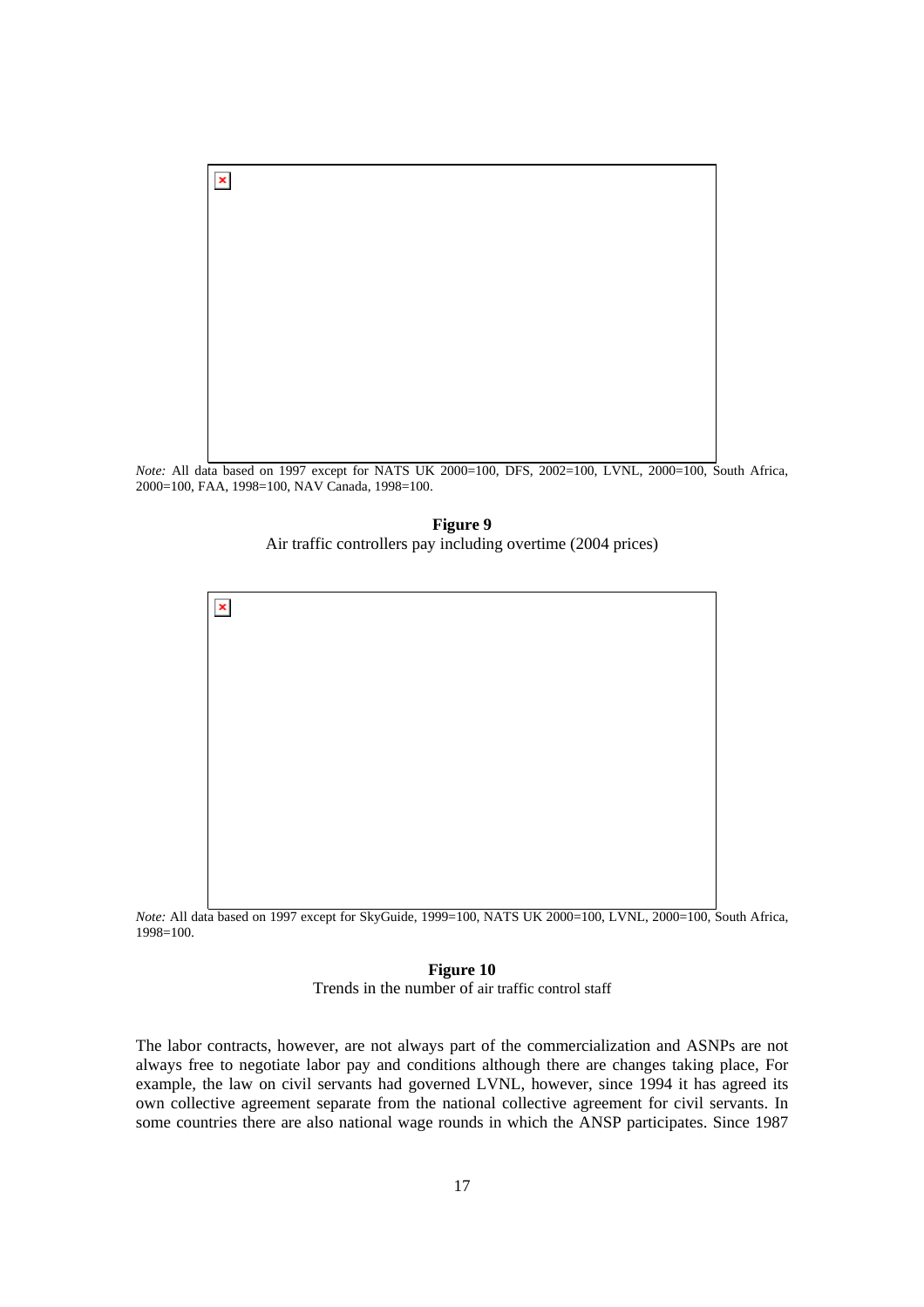*Note:* All data based on 1997 except for NATS UK 2000=100, DFS, 2002=100, LVNL, 2000=100, South Africa, 2000=100, FAA, 1998=100, NAV Canada, 1998=100.

**Figure 9**
Air traffic controllers pay including overtime (2004 prices)

*Note:* All data based on 1997 except for SkyGuide, 1999=100, NATS UK 2000=100, LVNL, 2000=100, South Africa, 1998=100.

**Figure 10**
Trends in the number of air traffic control staff

The labor contracts, however, are not always part of the commercialization and ASNPs are not always free to negotiate labor pay and conditions although there are changes taking place, For example, the law on civil servants had governed LVNL, however, since 1994 it has agreed its own collective agreement separate from the national collective agreement for civil servants. In some countries there are also national wage rounds in which the ANSP participates. Since 1987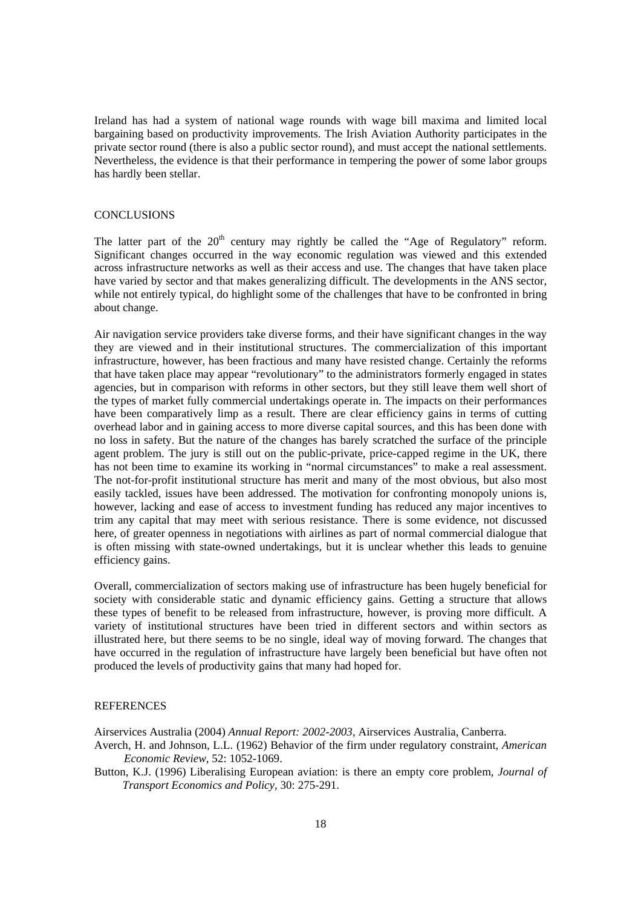Ireland has had a system of national wage rounds with wage bill maxima and limited local bargaining based on productivity improvements. The Irish Aviation Authority participates in the private sector round (there is also a public sector round), and must accept the national settlements. Nevertheless, the evidence is that their performance in tempering the power of some labor groups has hardly been stellar.

## CONCLUSIONS

The latter part of the $20^{th}$ century may rightly be called the "Age of Regulatory" reform. Significant changes occurred in the way economic regulation was viewed and this extended across infrastructure networks as well as their access and use. The changes that have taken place have varied by sector and that makes generalizing difficult. The developments in the ANS sector, while not entirely typical, do highlight some of the challenges that have to be confronted in bring about change.

Air navigation service providers take diverse forms, and their have significant changes in the way they are viewed and in their institutional structures. The commercialization of this important infrastructure, however, has been fractious and many have resisted change. Certainly the reforms that have taken place may appear "revolutionary" to the administrators formerly engaged in states agencies, but in comparison with reforms in other sectors, but they still leave them well short of the types of market fully commercial undertakings operate in. The impacts on their performances have been comparatively limp as a result. There are clear efficiency gains in terms of cutting overhead labor and in gaining access to more diverse capital sources, and this has been done with no loss in safety. But the nature of the changes has barely scratched the surface of the principle agent problem. The jury is still out on the public-private, price-capped regime in the UK, there has not been time to examine its working in "normal circumstances" to make a real assessment. The not-for-profit institutional structure has merit and many of the most obvious, but also most easily tackled, issues have been addressed. The motivation for confronting monopoly unions is, however, lacking and ease of access to investment funding has reduced any major incentives to trim any capital that may meet with serious resistance. There is some evidence, not discussed here, of greater openness in negotiations with airlines as part of normal commercial dialogue that is often missing with state-owned undertakings, but it is unclear whether this leads to genuine efficiency gains.

Overall, commercialization of sectors making use of infrastructure has been hugely beneficial for society with considerable static and dynamic efficiency gains. Getting a structure that allows these types of benefit to be released from infrastructure, however, is proving more difficult. A variety of institutional structures have been tried in different sectors and within sectors as illustrated here, but there seems to be no single, ideal way of moving forward. The changes that have occurred in the regulation of infrastructure have largely been beneficial but have often not produced the levels of productivity gains that many had hoped for.

## REFERENCES

Airservices Australia (2004) *Annual Report: 2002-2003*, Airservices Australia, Canberra.

Averch, H. and Johnson, L.L. (1962) Behavior of the firm under regulatory constraint, *American Economic Review*, 52: 1052-1069.

Button, K.J. (1996) Liberalising European aviation: is there an empty core problem, *Journal of Transport Economics and Policy*, 30: 275-291.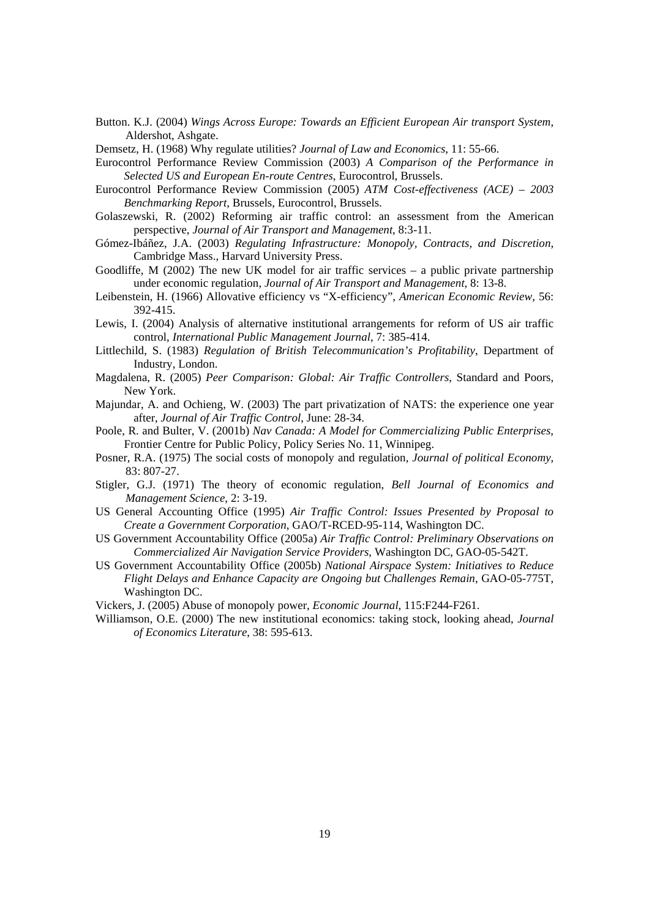Button. K.J. (2004) *Wings Across Europe: Towards an Efficient European Air transport System*, Aldershot, Ashgate.

Demsetz, H. (1968) Why regulate utilities? *Journal of Law and Economics*, 11: 55-66.

Eurocontrol Performance Review Commission (2003) *A Comparison of the Performance in Selected US and European En-route Centres*, Eurocontrol, Brussels.

Eurocontrol Performance Review Commission (2005) *ATM Cost-effectiveness (ACE) – 2003 Benchmarking Report*, Brussels, Eurocontrol, Brussels.

Golaszewski, R. (2002) Reforming air traffic control: an assessment from the American perspective, *Journal of Air Transport and Management*, 8:3-11.

Gómez-Ibáñez, J.A. (2003) *Regulating Infrastructure: Monopoly, Contracts, and Discretion*, Cambridge Mass., Harvard University Press.

Goodliffe, M (2002) The new UK model for air traffic services – a public private partnership under economic regulation, *Journal of Air Transport and Management*, 8: 13-8.

Leibenstein, H. (1966) Allovative efficiency vs "X-efficiency", *American Economic Review*, 56: 392-415.

Lewis, I. (2004) Analysis of alternative institutional arrangements for reform of US air traffic control, *International Public Management Journal*, 7: 385-414.

Littlechild, S. (1983) *Regulation of British Telecommunication's Profitability*, Department of Industry, London.

Magdalena, R. (2005) *Peer Comparison: Global: Air Traffic Controllers*, Standard and Poors, New York.

Majundar, A. and Ochieng, W. (2003) The part privatization of NATS: the experience one year after, *Journal of Air Traffic Control*, June: 28-34.

Poole, R. and Bulter, V. (2001b) *Nav Canada: A Model for Commercializing Public Enterprises*, Frontier Centre for Public Policy, Policy Series No. 11, Winnipeg.

Posner, R.A. (1975) The social costs of monopoly and regulation, *Journal of political Economy*, 83: 807-27.

Stigler, G.J. (1971) The theory of economic regulation, *Bell Journal of Economics and Management Science*, 2: 3-19.

US General Accounting Office (1995) *Air Traffic Control: Issues Presented by Proposal to Create a Government Corporation*, GAO/T-RCED-95-114, Washington DC.

US Government Accountability Office (2005a) *Air Traffic Control: Preliminary Observations on Commercialized Air Navigation Service Providers*, Washington DC, GAO-05-542T.

US Government Accountability Office (2005b) *National Airspace System: Initiatives to Reduce Flight Delays and Enhance Capacity are Ongoing but Challenges Remain*, GAO-05-775T, Washington DC.

Vickers, J. (2005) Abuse of monopoly power, *Economic Journal*, 115:F244-F261.

Williamson, O.E. (2000) The new institutional economics: taking stock, looking ahead, *Journal of Economics Literature*, 38: 595-613.